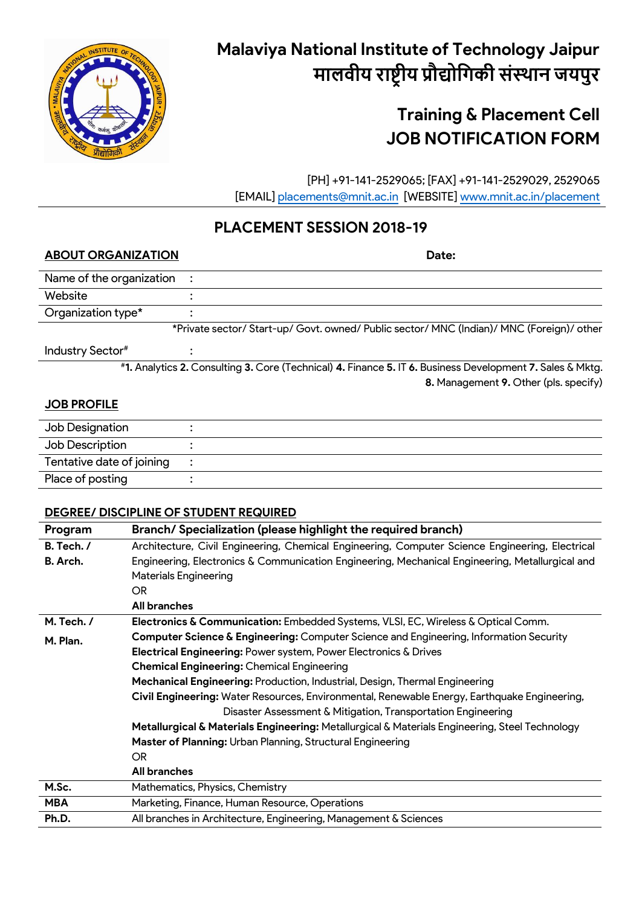# Malaviya National Institute of Technology Jaipur
# मालवीय राष्ट्रीय प्रौद्योगिकी संस्थान जयपुर

## Training & Placement Cell
## JOB NOTIFICATION FORM

[PH] +91-141-2529065; [FAX] +91-141-2529029, 2529065
[EMAIL] placements@mnit.ac.in [WEBSITE] www.mnit.ac.in/placement

## PLACEMENT SESSION 2018-19

**ABOUT ORGANIZATION** **Date:**

| | |
|---|---|
| Name of the organization | : |
| Website | : |
| Organization type* | : |

*Private sector/ Start-up/ Govt. owned/ Public sector/ MNC (Indian)/ MNC (Foreign)/ other

Industry Sector# :

#**1.** Analytics **2.** Consulting **3.** Core (Technical) **4.** Finance **5.** IT **6.** Business Development **7.** Sales & Mktg. **8.** Management **9.** Other (pls. specify)

**JOB PROFILE**

| | |
|---|---|
| Job Designation | : |
| Job Description | : |
| Tentative date of joining | : |
| Place of posting | : |

**DEGREE/ DISCIPLINE OF STUDENT REQUIRED**

| Program | Branch/ Specialization (please highlight the required branch) |
|---|---|
| **B. Tech. / B. Arch.** | Architecture, Civil Engineering, Chemical Engineering, Computer Science Engineering, Electrical Engineering, Electronics & Communication Engineering, Mechanical Engineering, Metallurgical and Materials Engineering<br>OR<br>**All branches** |
| **M. Tech. / M. Plan.** | **Electronics & Communication:** Embedded Systems, VLSI, EC, Wireless & Optical Comm.<br>**Computer Science & Engineering:** Computer Science and Engineering, Information Security<br>**Electrical Engineering:** Power system, Power Electronics & Drives<br>**Chemical Engineering:** Chemical Engineering<br>**Mechanical Engineering:** Production, Industrial, Design, Thermal Engineering<br>**Civil Engineering:** Water Resources, Environmental, Renewable Energy, Earthquake Engineering, Disaster Assessment & Mitigation, Transportation Engineering<br>**Metallurgical & Materials Engineering:** Metallurgical & Materials Engineering, Steel Technology<br>**Master of Planning:** Urban Planning, Structural Engineering<br>OR<br>**All branches** |
| **M.Sc.** | Mathematics, Physics, Chemistry |
| **MBA** | Marketing, Finance, Human Resource, Operations |
| **Ph.D.** | All branches in Architecture, Engineering, Management & Sciences |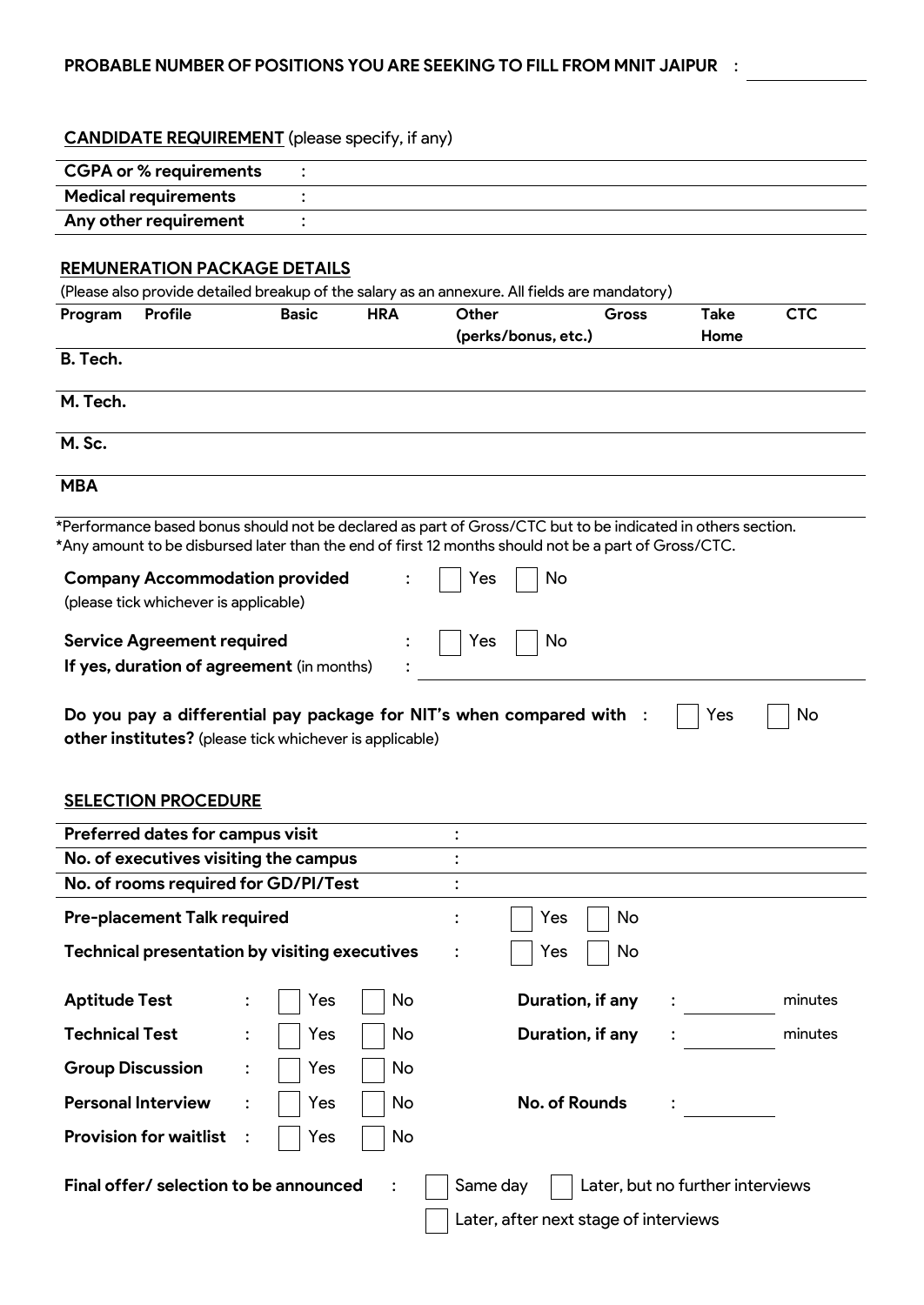**PROBABLE NUMBER OF POSITIONS YOU ARE SEEKING TO FILL FROM MNIT JAIPUR** : ____________

**CANDIDATE REQUIREMENT** (please specify, if any)

| | | |
|---|---|---|
| **CGPA or % requirements** | : | |
| **Medical requirements** | : | |
| **Any other requirement** | : | |

**REMUNERATION PACKAGE DETAILS**

(Please also provide detailed breakup of the salary as an annexure. All fields are mandatory)

| Program | Profile | Basic | HRA | Other (perks/bonus, etc.) | Gross | Take Home | CTC |
|---|---|---|---|---|---|---|---|
| **B. Tech.** | | | | | | | |
| **M. Tech.** | | | | | | | |
| **M. Sc.** | | | | | | | |
| **MBA** | | | | | | | |

*Performance based bonus should not be declared as part of Gross/CTC but to be indicated in others section.
*Any amount to be disbursed later than the end of first 12 months should not be a part of Gross/CTC.

**Company Accommodation provided** : ☐ Yes ☐ No
(please tick whichever is applicable)

**Service Agreement required** : ☐ Yes ☐ No
**If yes, duration of agreement** (in months) : ____________

**Do you pay a differential pay package for NIT's when compared with other institutes?** (please tick whichever is applicable) : ☐ Yes ☐ No

**SELECTION PROCEDURE**

| | | |
|---|---|---|
| **Preferred dates for campus visit** | : | |
| **No. of executives visiting the campus** | : | |
| **No. of rooms required for GD/PI/Test** | : | |

**Pre-placement Talk required** : ☐ Yes ☐ No

**Technical presentation by visiting executives** : ☐ Yes ☐ No

**Aptitude Test** : ☐ Yes ☐ No **Duration, if any** : ________ minutes

**Technical Test** : ☐ Yes ☐ No **Duration, if any** : ________ minutes

**Group Discussion** : ☐ Yes ☐ No

**Personal Interview** : ☐ Yes ☐ No **No. of Rounds** : ________

**Provision for waitlist** : ☐ Yes ☐ No

**Final offer/ selection to be announced** : ☐ Same day ☐ Later, but no further interviews ☐ Later, after next stage of interviews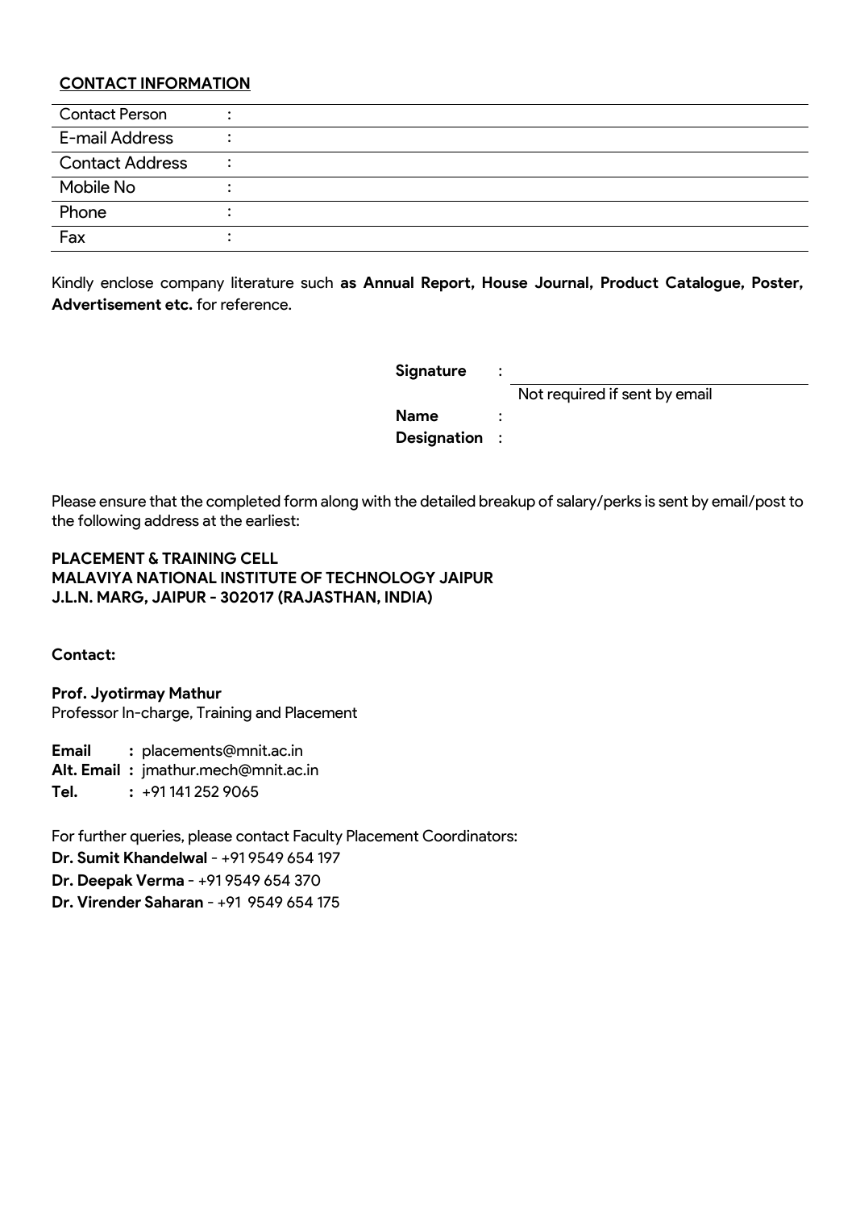## CONTACT INFORMATION

| | | |
|---|---|---|
| Contact Person | : | |
| E-mail Address | : | |
| Contact Address | : | |
| Mobile No | : | |
| Phone | : | |
| Fax | : | |

Kindly enclose company literature such **as Annual Report, House Journal, Product Catalogue, Poster, Advertisement etc.** for reference.

**Signature** :

Not required if sent by email

**Name** :

**Designation** :

Please ensure that the completed form along with the detailed breakup of salary/perks is sent by email/post to the following address at the earliest:

**PLACEMENT & TRAINING CELL**
**MALAVIYA NATIONAL INSTITUTE OF TECHNOLOGY JAIPUR**
**J.L.N. MARG, JAIPUR - 302017 (RAJASTHAN, INDIA)**

**Contact:**

**Prof. Jyotirmay Mathur**
Professor In-charge, Training and Placement

**Email** : placements@mnit.ac.in
**Alt. Email** : jmathur.mech@mnit.ac.in
**Tel.** : +91 141 252 9065

For further queries, please contact Faculty Placement Coordinators:
**Dr. Sumit Khandelwal** - +91 9549 654 197
**Dr. Deepak Verma** - +91 9549 654 370
**Dr. Virender Saharan** - +91 9549 654 175